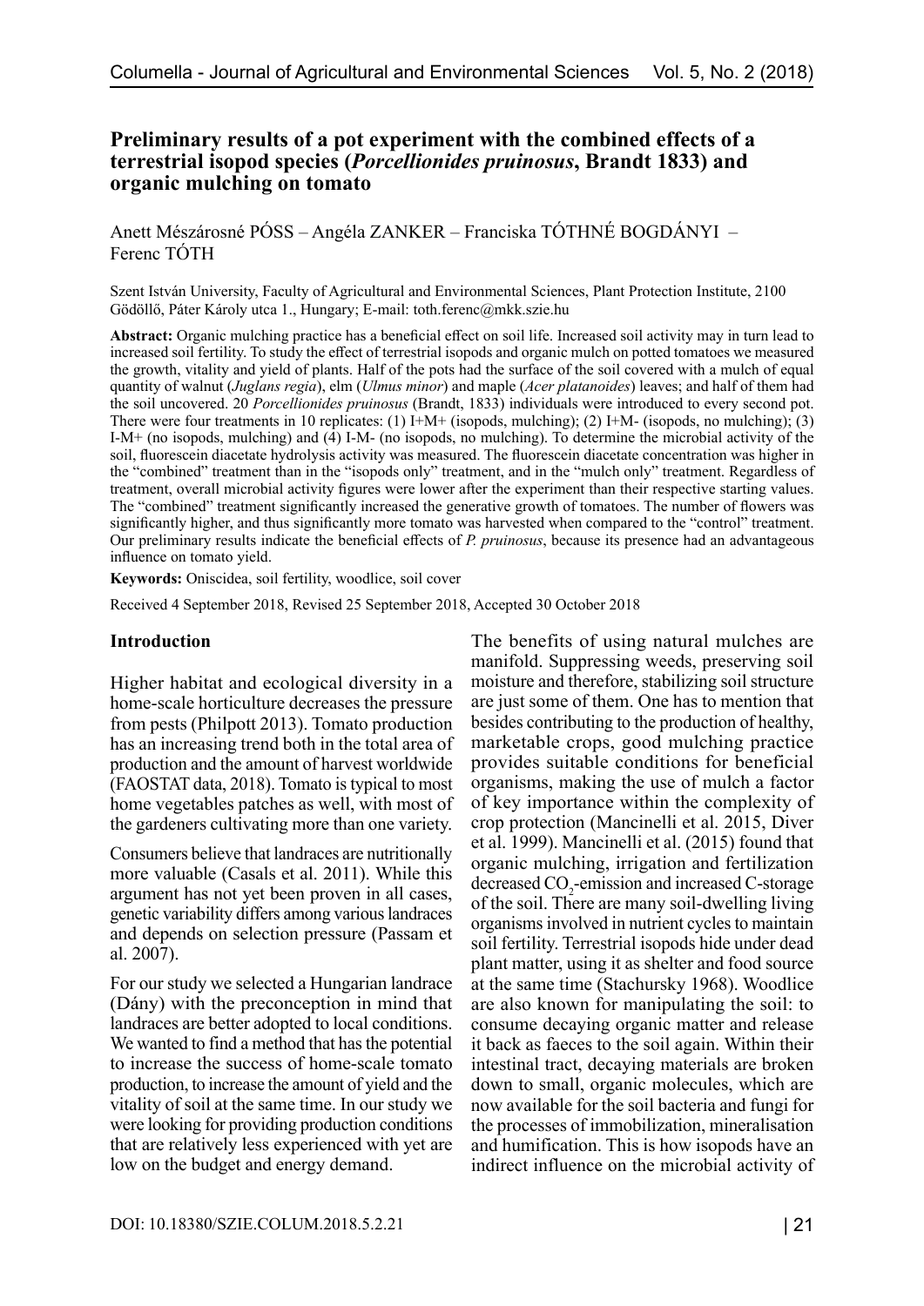# Preliminary results of a pot experiment with the combined effects of a terrestrial isopod species (*Porcellionides pruinosus*, Brandt 1833) and organic mulching on tomato

Anett Mészárosné PÓSS – Angéla ZANKER – Franciska TÓTHNÉ BOGDÁNYI – Ferenc TÓTH

Szent István University, Faculty of Agricultural and Environmental Sciences, Plant Protection Institute, 2100 Gödöllő, Páter Károly utca 1., Hungary; E-mail: toth.ferenc@mkk.szie.hu

**Abstract:** Organic mulching practice has a beneficial effect on soil life. Increased soil activity may in turn lead to increased soil fertility. To study the effect of terrestrial isopods and organic mulch on potted tomatoes we measured the growth, vitality and yield of plants. Half of the pots had the surface of the soil covered with a mulch of equal quantity of walnut (*Juglans regia*), elm (*Ulmus minor*) and maple (*Acer platanoides*) leaves; and half of them had the soil uncovered. 20 *Porcellionides pruinosus* (Brandt, 1833) individuals were introduced to every second pot. There were four treatments in 10 replicates: (1) I+M+ (isopods, mulching); (2) I+M- (isopods, no mulching); (3) I-M+ (no isopods, mulching) and (4) I-M- (no isopods, no mulching). To determine the microbial activity of the soil, fluorescein diacetate hydrolysis activity was measured. The fluorescein diacetate concentration was higher in the "combined" treatment than in the "isopods only" treatment, and in the "mulch only" treatment. Regardless of treatment, overall microbial activity figures were lower after the experiment than their respective starting values. The "combined" treatment significantly increased the generative growth of tomatoes. The number of flowers was significantly higher, and thus significantly more tomato was harvested when compared to the "control" treatment. Our preliminary results indicate the beneficial effects of *P. pruinosus*, because its presence had an advantageous influence on tomato yield.

**Keywords:** Oniscidea, soil fertility, woodlice, soil cover

Received 4 September 2018, Revised 25 September 2018, Accepted 30 October 2018

## Introduction

Higher habitat and ecological diversity in a home-scale horticulture decreases the pressure from pests (Philpott 2013). Tomato production has an increasing trend both in the total area of production and the amount of harvest worldwide (FAOSTAT data, 2018). Tomato is typical to most home vegetables patches as well, with most of the gardeners cultivating more than one variety.

Consumers believe that landraces are nutritionally more valuable (Casals et al. 2011). While this argument has not yet been proven in all cases, genetic variability differs among various landraces and depends on selection pressure (Passam et al. 2007).

For our study we selected a Hungarian landrace (Dány) with the preconception in mind that landraces are better adopted to local conditions. We wanted to find a method that has the potential to increase the success of home-scale tomato production, to increase the amount of yield and the vitality of soil at the same time. In our study we were looking for providing production conditions that are relatively less experienced with yet are low on the budget and energy demand.

The benefits of using natural mulches are manifold. Suppressing weeds, preserving soil moisture and therefore, stabilizing soil structure are just some of them. One has to mention that besides contributing to the production of healthy, marketable crops, good mulching practice provides suitable conditions for beneficial organisms, making the use of mulch a factor of key importance within the complexity of crop protection (Mancinelli et al. 2015, Diver et al. 1999). Mancinelli et al. (2015) found that organic mulching, irrigation and fertilization decreased $CO_2$-emission and increased C-storage of the soil. There are many soil-dwelling living organisms involved in nutrient cycles to maintain soil fertility. Terrestrial isopods hide under dead plant matter, using it as shelter and food source at the same time (Stachursky 1968). Woodlice are also known for manipulating the soil: to consume decaying organic matter and release it back as faeces to the soil again. Within their intestinal tract, decaying materials are broken down to small, organic molecules, which are now available for the soil bacteria and fungi for the processes of immobilization, mineralisation and humification. This is how isopods have an indirect influence on the microbial activity of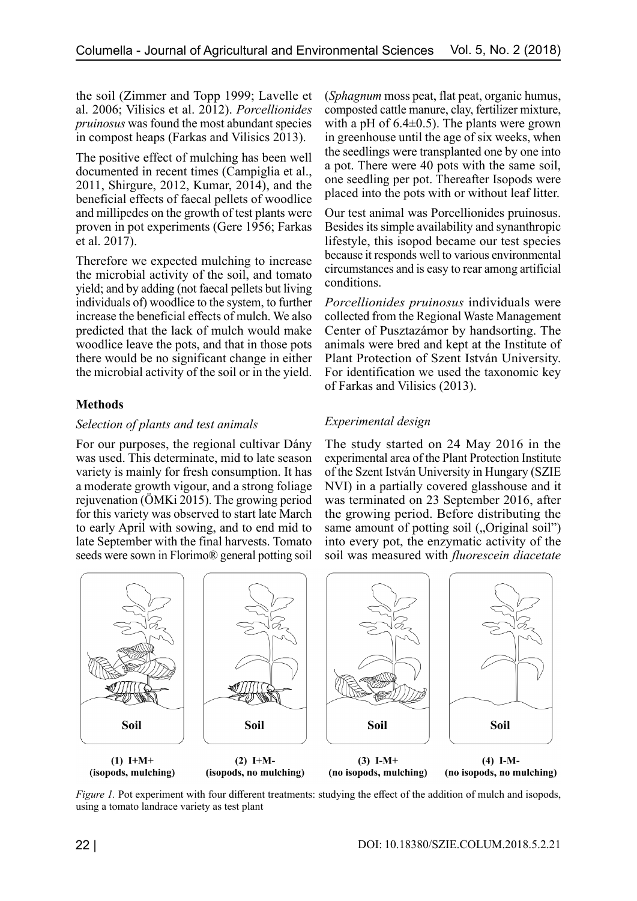the soil (Zimmer and Topp 1999; Lavelle et al. 2006; Vilisics et al. 2012). *Porcellionides pruinosus* was found the most abundant species in compost heaps (Farkas and Vilisics 2013).

The positive effect of mulching has been well documented in recent times (Campiglia et al., 2011, Shirgure, 2012, Kumar, 2014), and the beneficial effects of faecal pellets of woodlice and millipedes on the growth of test plants were proven in pot experiments (Gere 1956; Farkas et al. 2017).

Therefore we expected mulching to increase the microbial activity of the soil, and tomato yield; and by adding (not faecal pellets but living individuals of) woodlice to the system, to further increase the beneficial effects of mulch. We also predicted that the lack of mulch would make woodlice leave the pots, and that in those pots there would be no significant change in either the microbial activity of the soil or in the yield.

## Methods

### *Selection of plants and test animals*

For our purposes, the regional cultivar Dány was used. This determinate, mid to late season variety is mainly for fresh consumption. It has a moderate growth vigour, and a strong foliage rejuvenation (ÖMKi 2015). The growing period for this variety was observed to start late March to early April with sowing, and to end mid to late September with the final harvests. Tomato seeds were sown in Florimo® general potting soil (*Sphagnum* moss peat, flat peat, organic humus, composted cattle manure, clay, fertilizer mixture, with a pH of 6.4±0.5). The plants were grown in greenhouse until the age of six weeks, when the seedlings were transplanted one by one into a pot. There were 40 pots with the same soil, one seedling per pot. Thereafter Isopods were placed into the pots with or without leaf litter.

Our test animal was Porcellionides pruinosus. Besides its simple availability and synanthropic lifestyle, this isopod became our test species because it responds well to various environmental circumstances and is easy to rear among artificial conditions.

*Porcellionides pruinosus* individuals were collected from the Regional Waste Management Center of Pusztazámor by handsorting. The animals were bred and kept at the Institute of Plant Protection of Szent István University. For identification we used the taxonomic key of Farkas and Vilisics (2013).

### *Experimental design*

The study started on 24 May 2016 in the experimental area of the Plant Protection Institute of the Szent István University in Hungary (SZIE NVI) in a partially covered glasshouse and it was terminated on 23 September 2016, after the growing period. Before distributing the same amount of potting soil („Original soil") into every pot, the enzymatic activity of the soil was measured with *fluorescein diacetate*

(1) I+M+ (isopods, mulching) (2) I+M- (isopods, no mulching) (3) I-M+ (no isopods, mulching) (4) I-M- (no isopods, no mulching)

*Figure 1.* Pot experiment with four different treatments: studying the effect of the addition of mulch and isopods, using a tomato landrace variety as test plant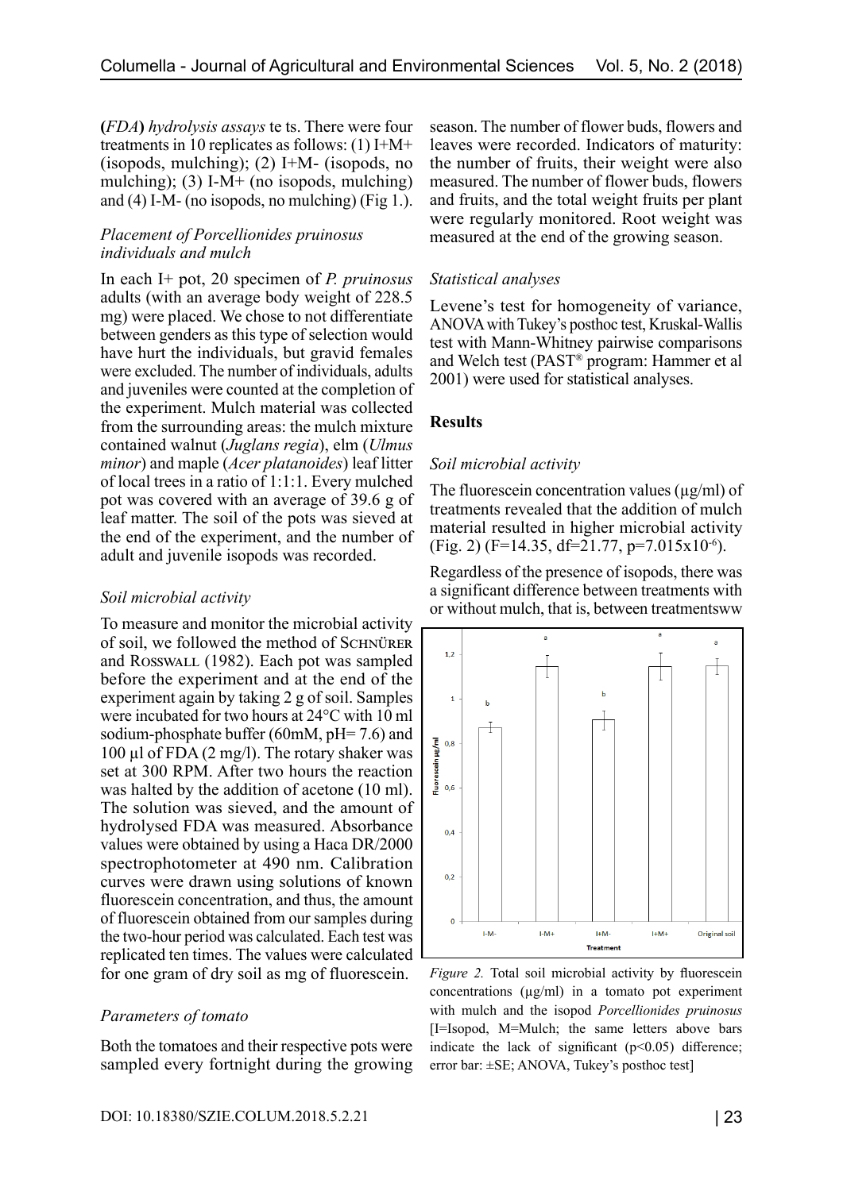**(***FDA***)** *hydrolysis assays* te ts. There were four treatments in 10 replicates as follows: (1) I+M+ (isopods, mulching); (2) I+M- (isopods, no mulching); (3) I-M+ (no isopods, mulching) and (4) I-M- (no isopods, no mulching) (Fig 1.).

### *Placement of Porcellionides pruinosus individuals and mulch*

In each I+ pot, 20 specimen of *P. pruinosus* adults (with an average body weight of 228.5 mg) were placed. We chose to not differentiate between genders as this type of selection would have hurt the individuals, but gravid females were excluded. The number of individuals, adults and juveniles were counted at the completion of the experiment. Mulch material was collected from the surrounding areas: the mulch mixture contained walnut (*Juglans regia*), elm (*Ulmus minor*) and maple (*Acer platanoides*) leaf litter of local trees in a ratio of 1:1:1. Every mulched pot was covered with an average of 39.6 g of leaf matter. The soil of the pots was sieved at the end of the experiment, and the number of adult and juvenile isopods was recorded.

### *Soil microbial activity*

To measure and monitor the microbial activity of soil, we followed the method of Schnürer and Rosswall (1982). Each pot was sampled before the experiment and at the end of the experiment again by taking 2 g of soil. Samples were incubated for two hours at 24°C with 10 ml sodium-phosphate buffer (60mM, pH= 7.6) and 100 µl of FDA (2 mg/l). The rotary shaker was set at 300 RPM. After two hours the reaction was halted by the addition of acetone (10 ml). The solution was sieved, and the amount of hydrolysed FDA was measured. Absorbance values were obtained by using a Haca DR/2000 spectrophotometer at 490 nm. Calibration curves were drawn using solutions of known fluorescein concentration, and thus, the amount of fluorescein obtained from our samples during the two-hour period was calculated. Each test was replicated ten times. The values were calculated for one gram of dry soil as mg of fluorescein.

### *Parameters of tomato*

Both the tomatoes and their respective pots were sampled every fortnight during the growing season. The number of flower buds, flowers and leaves were recorded. Indicators of maturity: the number of fruits, their weight were also measured. The number of flower buds, flowers and fruits, and the total weight fruits per plant were regularly monitored. Root weight was measured at the end of the growing season.

### *Statistical analyses*

Levene's test for homogeneity of variance, ANOVA with Tukey's posthoc test, Kruskal-Wallis test with Mann-Whitney pairwise comparisons and Welch test (PAST® program: Hammer et al 2001) were used for statistical analyses.

## Results

### *Soil microbial activity*

The fluorescein concentration values (µg/ml) of treatments revealed that the addition of mulch material resulted in higher microbial activity (Fig. 2) (F=14.35, df=21.77, $p=7.015 \times 10^{-6}$).

Regardless of the presence of isopods, there was a significant difference between treatments with or without mulch, that is, between treatmentsww

*Figure 2.* Total soil microbial activity by fluorescein concentrations (µg/ml) in a tomato pot experiment with mulch and the isopod *Porcellionides pruinosus* [I=Isopod, M=Mulch; the same letters above bars indicate the lack of significant ($p<0.05$) difference; error bar: ±SE; ANOVA, Tukey's posthoc test]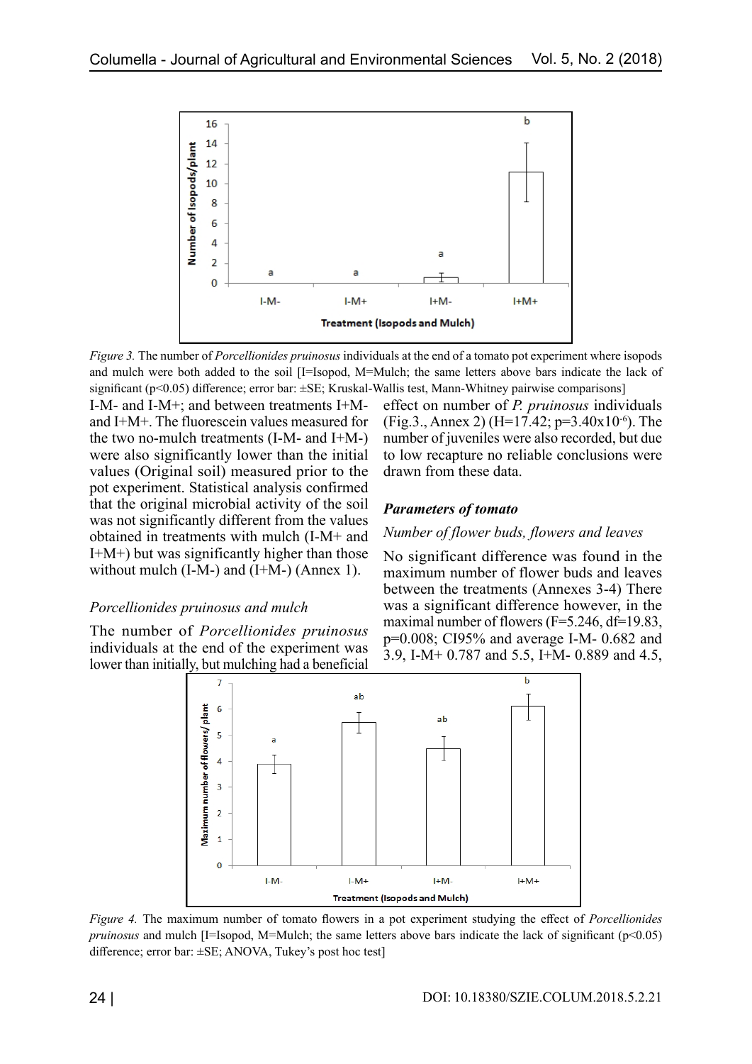*Figure 3.* The number of *Porcellionides pruinosus* individuals at the end of a tomato pot experiment where isopods and mulch were both added to the soil [I=Isopod, M=Mulch; the same letters above bars indicate the lack of significant ($p<0.05$) difference; error bar: ±SE; Kruskal-Wallis test, Mann-Whitney pairwise comparisons]

I-M- and I-M+; and between treatments I+M- and I+M+. The fluorescein values measured for the two no-mulch treatments (I-M- and I+M-) were also significantly lower than the initial values (Original soil) measured prior to the pot experiment. Statistical analysis confirmed that the original microbial activity of the soil was not significantly different from the values obtained in treatments with mulch (I-M+ and I+M+) but was significantly higher than those without mulch (I-M-) and (I+M-) (Annex 1).

### *Porcellionides pruinosus and mulch*

The number of *Porcellionides pruinosus* individuals at the end of the experiment was lower than initially, but mulching had a beneficial effect on number of *P. pruinosus* individuals (Fig.3., Annex 2) ($H=17.42$; $p=3.40\times10^{-6}$). The number of juveniles were also recorded, but due to low recapture no reliable conclusions were drawn from these data.

## ***Parameters of tomato***

### *Number of flower buds, flowers and leaves*

No significant difference was found in the maximum number of flower buds and leaves between the treatments (Annexes 3-4) There was a significant difference however, in the maximal number of flowers ($F=5.246$, $df=19.83$, $p=0.008$; CI95% and average I-M- 0.682 and 3.9, I-M+ 0.787 and 5.5, I+M- 0.889 and 4.5,

*Figure 4.* The maximum number of tomato flowers in a pot experiment studying the effect of *Porcellionides pruinosus* and mulch [I=Isopod, M=Mulch; the same letters above bars indicate the lack of significant ($p<0.05$) difference; error bar: ±SE; ANOVA, Tukey's post hoc test]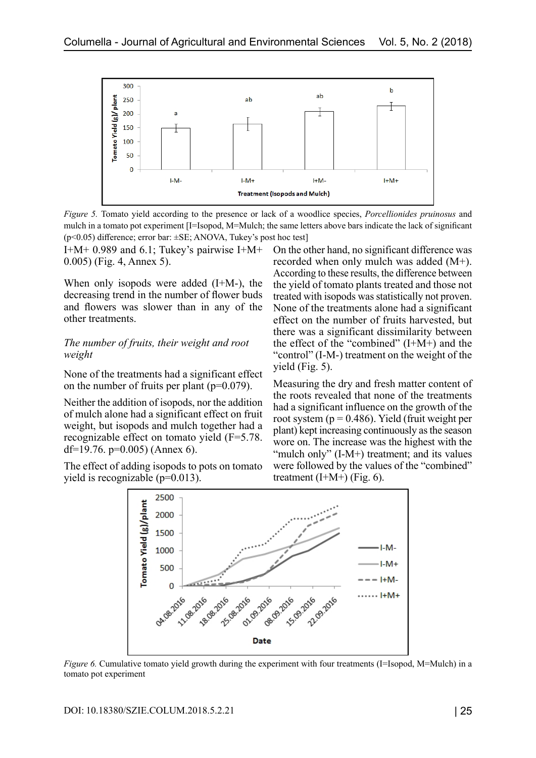*Figure 5.* Tomato yield according to the presence or lack of a woodlice species, *Porcellionides pruinosus* and mulch in a tomato pot experiment [I=Isopod, M=Mulch; the same letters above bars indicate the lack of significant ($p<0.05$) difference; error bar: ±SE; ANOVA, Tukey's post hoc test]

I+M+ 0.989 and 6.1; Tukey's pairwise I+M+ 0.005) (Fig. 4, Annex 5).

When only isopods were added (I+M-), the decreasing trend in the number of flower buds and flowers was slower than in any of the other treatments.

*The number of fruits, their weight and root weight*

None of the treatments had a significant effect on the number of fruits per plant ($p=0.079$).

Neither the addition of isopods, nor the addition of mulch alone had a significant effect on fruit weight, but isopods and mulch together had a recognizable effect on tomato yield ($F=5.78$. $df=19.76$. $p=0.005$) (Annex 6).

The effect of adding isopods to pots on tomato yield is recognizable ($p=0.013$).

On the other hand, no significant difference was recorded when only mulch was added (M+). According to these results, the difference between the yield of tomato plants treated and those not treated with isopods was statistically not proven. None of the treatments alone had a significant effect on the number of fruits harvested, but there was a significant dissimilarity between the effect of the "combined" (I+M+) and the "control" (I-M-) treatment on the weight of the yield (Fig. 5).

Measuring the dry and fresh matter content of the roots revealed that none of the treatments had a significant influence on the growth of the root system ($p = 0.486$). Yield (fruit weight per plant) kept increasing continuously as the season wore on. The increase was the highest with the "mulch only" (I-M+) treatment; and its values were followed by the values of the "combined" treatment (I+M+) (Fig. 6).

*Figure 6.* Cumulative tomato yield growth during the experiment with four treatments (I=Isopod, M=Mulch) in a tomato pot experiment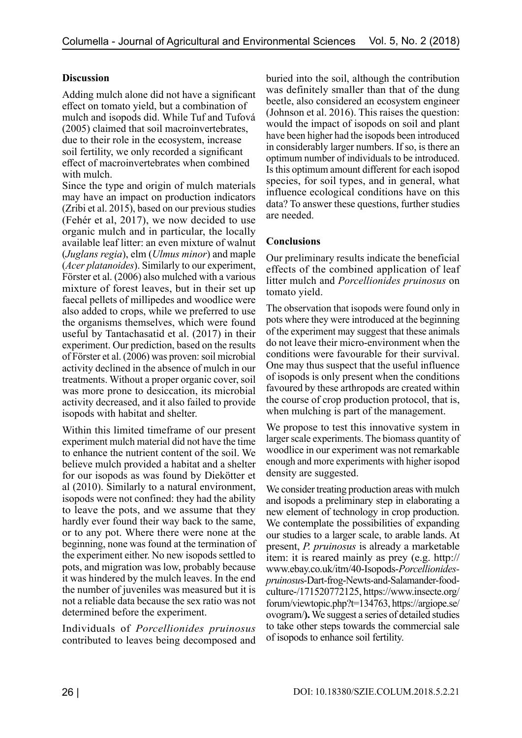## Discussion

Adding mulch alone did not have a significant effect on tomato yield, but a combination of mulch and isopods did. While Tuf and Tufová (2005) claimed that soil macroinvertebrates, due to their role in the ecosystem, increase soil fertility, we only recorded a significant effect of macroinvertebrates when combined with mulch.

Since the type and origin of mulch materials may have an impact on production indicators (Zribi et al. 2015), based on our previous studies (Fehér et al, 2017), we now decided to use organic mulch and in particular, the locally available leaf litter: an even mixture of walnut (*Juglans regia*), elm (*Ulmus minor*) and maple (*Acer platanoides*). Similarly to our experiment, Förster et al. (2006) also mulched with a various mixture of forest leaves, but in their set up faecal pellets of millipedes and woodlice were also added to crops, while we preferred to use the organisms themselves, which were found useful by Tantachasatid et al. (2017) in their experiment. Our prediction, based on the results of Förster et al. (2006) was proven: soil microbial activity declined in the absence of mulch in our treatments. Without a proper organic cover, soil was more prone to desiccation, its microbial activity decreased, and it also failed to provide isopods with habitat and shelter.

Within this limited timeframe of our present experiment mulch material did not have the time to enhance the nutrient content of the soil. We believe mulch provided a habitat and a shelter for our isopods as was found by Diekötter et al (2010). Similarly to a natural environment, isopods were not confined: they had the ability to leave the pots, and we assume that they hardly ever found their way back to the same, or to any pot. Where there were none at the beginning, none was found at the termination of the experiment either. No new isopods settled to pots, and migration was low, probably because it was hindered by the mulch leaves. In the end the number of juveniles was measured but it is not a reliable data because the sex ratio was not determined before the experiment.

Individuals of *Porcellionides pruinosus* contributed to leaves being decomposed and buried into the soil, although the contribution was definitely smaller than that of the dung beetle, also considered an ecosystem engineer (Johnson et al. 2016). This raises the question: would the impact of isopods on soil and plant have been higher had the isopods been introduced in considerably larger numbers. If so, is there an optimum number of individuals to be introduced. Is this optimum amount different for each isopod species, for soil types, and in general, what influence ecological conditions have on this data? To answer these questions, further studies are needed.

## Conclusions

Our preliminary results indicate the beneficial effects of the combined application of leaf litter mulch and *Porcellionides pruinosus* on tomato yield.

The observation that isopods were found only in pots where they were introduced at the beginning of the experiment may suggest that these animals do not leave their micro-environment when the conditions were favourable for their survival. One may thus suspect that the useful influence of isopods is only present when the conditions favoured by these arthropods are created within the course of crop production protocol, that is, when mulching is part of the management.

We propose to test this innovative system in larger scale experiments. The biomass quantity of woodlice in our experiment was not remarkable enough and more experiments with higher isopod density are suggested.

We consider treating production areas with mulch and isopods a preliminary step in elaborating a new element of technology in crop production. We contemplate the possibilities of expanding our studies to a larger scale, to arable lands. At present, *P. pruinosus* is already a marketable item: it is reared mainly as prey (e.g. http://www.ebay.co.uk/itm/40-Isopods-*Porcellionides-pruinosu*s-Dart-frog-Newts-and-Salamander-food-culture-/171520772125, https://www.insecte.org/forum/viewtopic.php?t=134763, https://argiope.se/ovogram/**).** We suggest a series of detailed studies to take other steps towards the commercial sale of isopods to enhance soil fertility.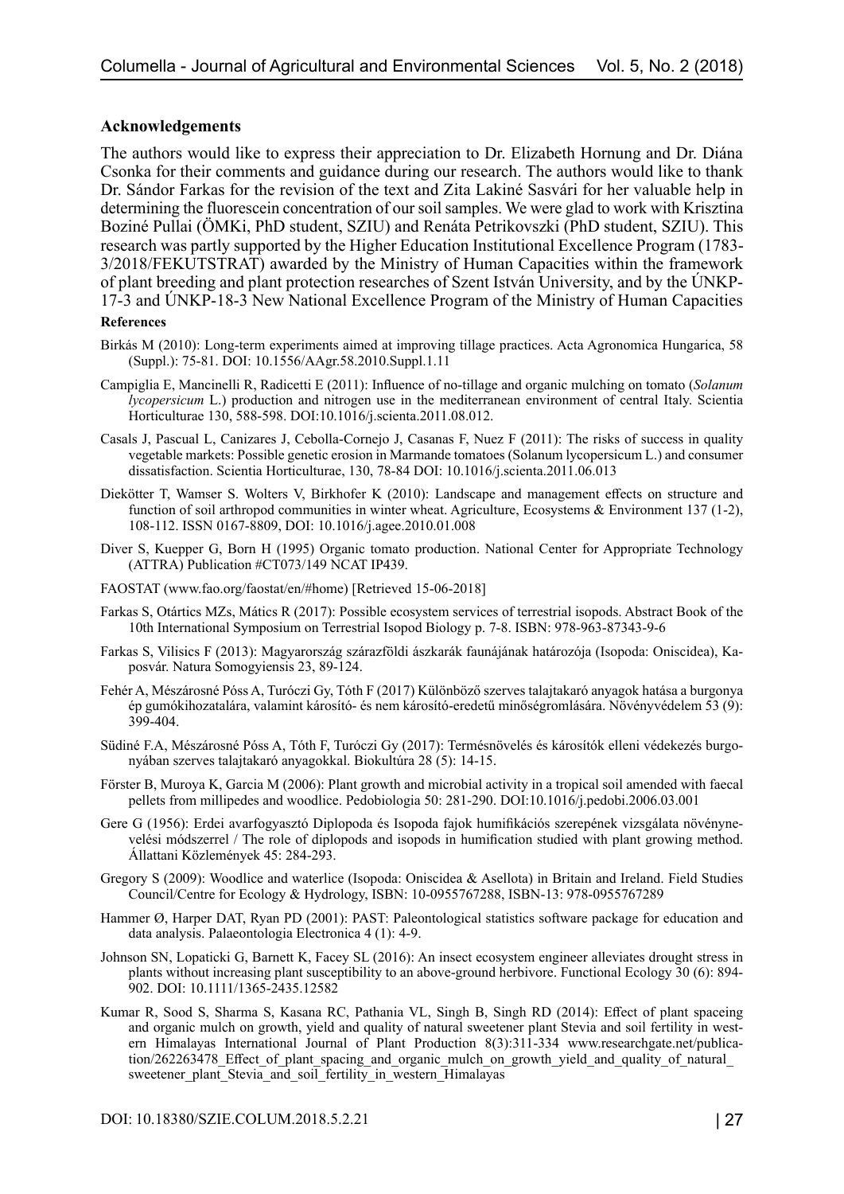**Acknowledgements**

The authors would like to express their appreciation to Dr. Elizabeth Hornung and Dr. Diána Csonka for their comments and guidance during our research. The authors would like to thank Dr. Sándor Farkas for the revision of the text and Zita Lakiné Sasvári for her valuable help in determining the fluorescein concentration of our soil samples. We were glad to work with Krisztina Boziné Pullai (ÖMKi, PhD student, SZIU) and Renáta Petrikovszki (PhD student, SZIU). This research was partly supported by the Higher Education Institutional Excellence Program (1783-3/2018/FEKUTSTRAT) awarded by the Ministry of Human Capacities within the framework of plant breeding and plant protection researches of Szent István University, and by the ÚNKP-17-3 and ÚNKP-18-3 New National Excellence Program of the Ministry of Human Capacities

**References**

Birkás M (2010): Long-term experiments aimed at improving tillage practices. Acta Agronomica Hungarica, 58 (Suppl.): 75-81. DOI: 10.1556/AAgr.58.2010.Suppl.1.11

Campiglia E, Mancinelli R, Radicetti E (2011): Influence of no-tillage and organic mulching on tomato (*Solanum lycopersicum* L.) production and nitrogen use in the mediterranean environment of central Italy. Scientia Horticulturae 130, 588-598. DOI:10.1016/j.scienta.2011.08.012.

Casals J, Pascual L, Canizares J, Cebolla-Cornejo J, Casanas F, Nuez F (2011): The risks of success in quality vegetable markets: Possible genetic erosion in Marmande tomatoes (Solanum lycopersicum L.) and consumer dissatisfaction. Scientia Horticulturae, 130, 78-84 DOI: 10.1016/j.scienta.2011.06.013

Diekötter T, Wamser S. Wolters V, Birkhofer K (2010): Landscape and management effects on structure and function of soil arthropod communities in winter wheat. Agriculture, Ecosystems & Environment 137 (1-2), 108-112. ISSN 0167-8809, DOI: 10.1016/j.agee.2010.01.008

Diver S, Kuepper G, Born H (1995) Organic tomato production. National Center for Appropriate Technology (ATTRA) Publication #CT073/149 NCAT IP439.

FAOSTAT (www.fao.org/faostat/en/#home) [Retrieved 15-06-2018]

Farkas S, Otártics MZs, Mátics R (2017): Possible ecosystem services of terrestrial isopods. Abstract Book of the 10th International Symposium on Terrestrial Isopod Biology p. 7-8. ISBN: 978-963-87343-9-6

Farkas S, Vilisics F (2013): Magyarország szárazföldi ászkarák faunájának határozója (Isopoda: Oniscidea), Kaposvár. Natura Somogyiensis 23, 89-124.

Fehér A, Mészárosné Póss A, Turóczi Gy, Tóth F (2017) Különböző szerves talajtakaró anyagok hatása a burgonya ép gumókihozatalára, valamint károsító- és nem károsító-eredetű minőségromlására. Növényvédelem 53 (9): 399-404.

Südiné F.A, Mészárosné Póss A, Tóth F, Turóczi Gy (2017): Termésnövelés és károsítók elleni védekezés burgonyában szerves talajtakaró anyagokkal. Biokultúra 28 (5): 14-15.

Förster B, Muroya K, Garcia M (2006): Plant growth and microbial activity in a tropical soil amended with faecal pellets from millipedes and woodlice. Pedobiologia 50: 281-290. DOI:10.1016/j.pedobi.2006.03.001

Gere G (1956): Erdei avarfogyasztó Diplopoda és Isopoda fajok humifikációs szerepének vizsgálata növénynevelési módszerrel / The role of diplopods and isopods in humification studied with plant growing method. Állattani Közlemények 45: 284-293.

Gregory S (2009): Woodlice and waterlice (Isopoda: Oniscidea & Asellota) in Britain and Ireland. Field Studies Council/Centre for Ecology & Hydrology, ISBN: 10-0955767288, ISBN-13: 978-0955767289

Hammer Ø, Harper DAT, Ryan PD (2001): PAST: Paleontological statistics software package for education and data analysis. Palaeontologia Electronica 4 (1): 4-9.

Johnson SN, Lopaticki G, Barnett K, Facey SL (2016): An insect ecosystem engineer alleviates drought stress in plants without increasing plant susceptibility to an above-ground herbivore. Functional Ecology 30 (6): 894-902. DOI: 10.1111/1365-2435.12582

Kumar R, Sood S, Sharma S, Kasana RC, Pathania VL, Singh B, Singh RD (2014): Effect of plant spaceing and organic mulch on growth, yield and quality of natural sweetener plant Stevia and soil fertility in western Himalayas International Journal of Plant Production 8(3):311-334 www.researchgate.net/publication/262263478_Effect_of_plant_spacing_and_organic_mulch_on_growth_yield_and_quality_of_natural_sweetener_plant_Stevia_and_soil_fertility_in_western_Himalayas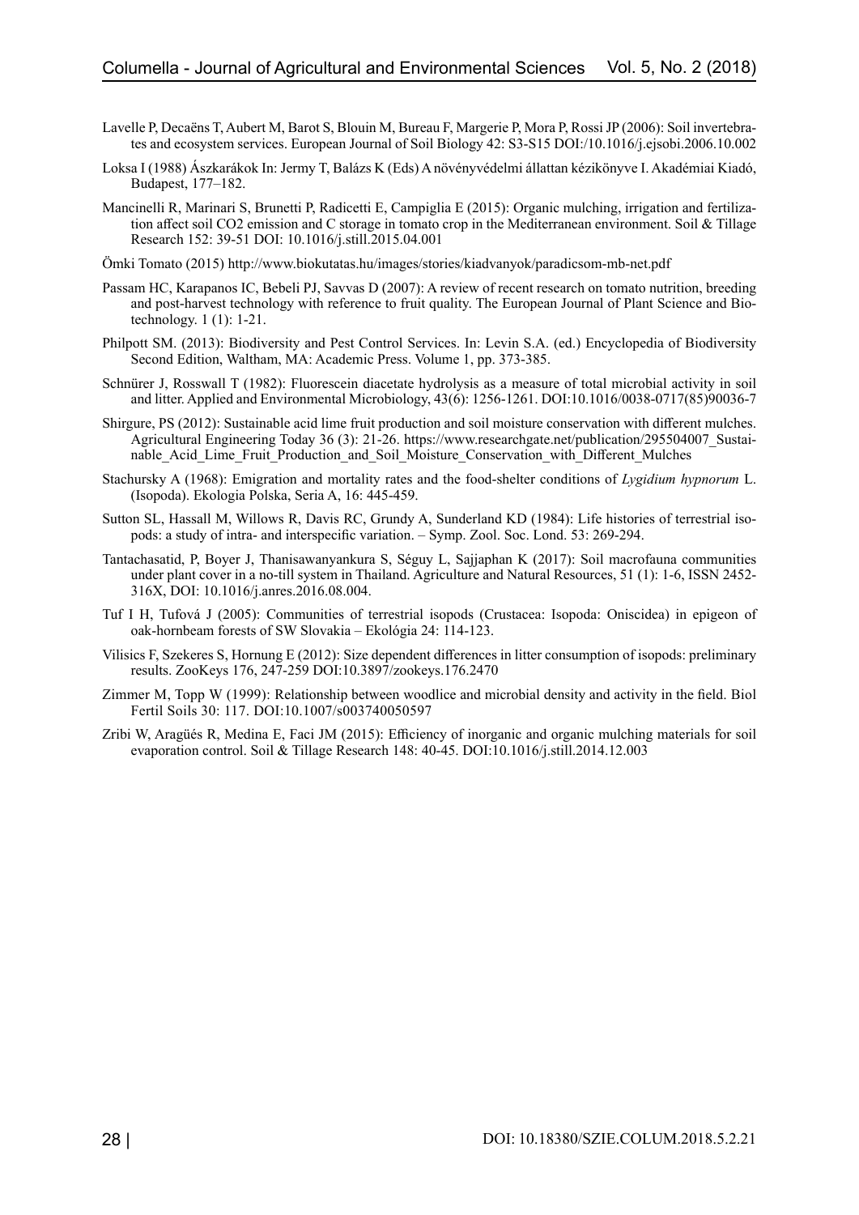Lavelle P, Decaëns T, Aubert M, Barot S, Blouin M, Bureau F, Margerie P, Mora P, Rossi JP (2006): Soil invertebrates and ecosystem services. European Journal of Soil Biology 42: S3-S15 DOI:/10.1016/j.ejsobi.2006.10.002

Loksa I (1988) Ászkarákok In: Jermy T, Balázs K (Eds) A növényvédelmi állattan kézikönyve I. Akadémiai Kiadó, Budapest, 177–182.

Mancinelli R, Marinari S, Brunetti P, Radicetti E, Campiglia E (2015): Organic mulching, irrigation and fertilization affect soil CO2 emission and C storage in tomato crop in the Mediterranean environment. Soil & Tillage Research 152: 39-51 DOI: 10.1016/j.still.2015.04.001

Ömki Tomato (2015) http://www.biokutatas.hu/images/stories/kiadvanyok/paradicsom-mb-net.pdf

Passam HC, Karapanos IC, Bebeli PJ, Savvas D (2007): A review of recent research on tomato nutrition, breeding and post-harvest technology with reference to fruit quality. The European Journal of Plant Science and Biotechnology. 1 (1): 1-21.

Philpott SM. (2013): Biodiversity and Pest Control Services. In: Levin S.A. (ed.) Encyclopedia of Biodiversity Second Edition, Waltham, MA: Academic Press. Volume 1, pp. 373-385.

Schnürer J, Rosswall T (1982): Fluorescein diacetate hydrolysis as a measure of total microbial activity in soil and litter. Applied and Environmental Microbiology, 43(6): 1256-1261. DOI:10.1016/0038-0717(85)90036-7

Shirgure, PS (2012): Sustainable acid lime fruit production and soil moisture conservation with different mulches. Agricultural Engineering Today 36 (3): 21-26. https://www.researchgate.net/publication/295504007_Sustainable_Acid_Lime_Fruit_Production_and_Soil_Moisture_Conservation_with_Different_Mulches

Stachursky A (1968): Emigration and mortality rates and the food-shelter conditions of *Lygidium hypnorum* L. (Isopoda). Ekologia Polska, Seria A, 16: 445-459.

Sutton SL, Hassall M, Willows R, Davis RC, Grundy A, Sunderland KD (1984): Life histories of terrestrial isopods: a study of intra- and interspecific variation. – Symp. Zool. Soc. Lond. 53: 269-294.

Tantachasatid, P, Boyer J, Thanisawanyankura S, Séguy L, Sajjaphan K (2017): Soil macrofauna communities under plant cover in a no-till system in Thailand. Agriculture and Natural Resources, 51 (1): 1-6, ISSN 2452-316X, DOI: 10.1016/j.anres.2016.08.004.

Tuf I H, Tufová J (2005): Communities of terrestrial isopods (Crustacea: Isopoda: Oniscidea) in epigeon of oak-hornbeam forests of SW Slovakia – Ekológia 24: 114-123.

Vilisics F, Szekeres S, Hornung E (2012): Size dependent differences in litter consumption of isopods: preliminary results. ZooKeys 176, 247-259 DOI:10.3897/zookeys.176.2470

Zimmer M, Topp W (1999): Relationship between woodlice and microbial density and activity in the field. Biol Fertil Soils 30: 117. DOI:10.1007/s003740050597

Zribi W, Aragüés R, Medina E, Faci JM (2015): Efficiency of inorganic and organic mulching materials for soil evaporation control. Soil & Tillage Research 148: 40-45. DOI:10.1016/j.still.2014.12.003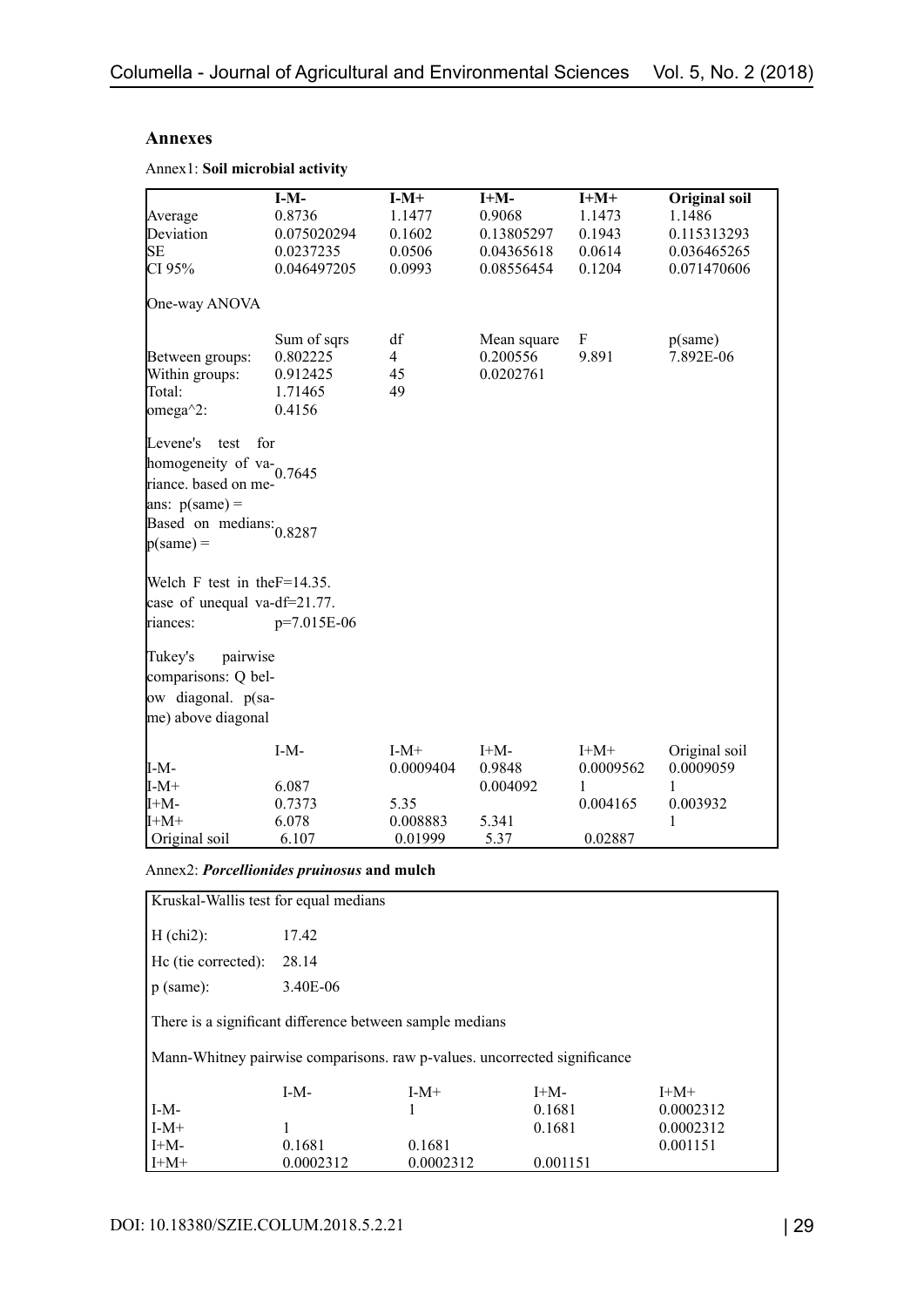## Annexes

Annex1: **Soil microbial activity**

| | **I-M-** | **I-M+** | **I+M-** | **I+M+** | **Original soil** |
|---|---|---|---|---|---|
| Average | 0.8736 | 1.1477 | 0.9068 | 1.1473 | 1.1486 |
| Deviation | 0.075020294 | 0.1602 | 0.13805297 | 0.1943 | 0.115313293 |
| SE | 0.0237235 | 0.0506 | 0.04365618 | 0.0614 | 0.036465265 |
| CI 95% | 0.046497205 | 0.0993 | 0.08556454 | 0.1204 | 0.071470606 |

One-way ANOVA

| | Sum of sqrs | df | Mean square | F | p(same) |
|---|---|---|---|---|---|
| Between groups: | 0.802225 | 4 | 0.200556 | 9.891 | 7.892E-06 |
| Within groups: | 0.912425 | 45 | 0.0202761 | | |
| Total: | 1.71465 | 49 | | | |
| omega^2: | 0.4156 | | | | |

| | |
|---|---|
| Levene's test for homogeneity of variance. based on means: p(same) = | 0.7645 |
| Based on medians: p(same) = | 0.8287 |
| Welch F test in the case of unequal variances: | F=14.35. df=21.77. p=7.015E-06 |

Tukey's pairwise comparisons: Q below diagonal. p(same) above diagonal

| | I-M- | I-M+ | I+M- | I+M+ | Original soil |
|---|---|---|---|---|---|
| I-M- | | 0.0009404 | 0.9848 | 0.0009562 | 0.0009059 |
| I-M+ | 6.087 | | 0.004092 | 1 | 1 |
| I+M- | 0.7373 | 5.35 | | 0.004165 | 0.003932 |
| I+M+ | 6.078 | 0.008883 | 5.341 | | 1 |
| Original soil | 6.107 | 0.01999 | 5.37 | 0.02887 | |

Annex2: ***Porcellionides pruinosus*** **and mulch**

Kruskal-Wallis test for equal medians

| | |
|---|---|
| H (chi2): | 17.42 |
| Hc (tie corrected): | 28.14 |
| p (same): | 3.40E-06 |

There is a significant difference between sample medians

Mann-Whitney pairwise comparisons. raw p-values. uncorrected significance

| | I-M- | I-M+ | I+M- | I+M+ |
|---|---|---|---|---|
| I-M- | | 1 | 0.1681 | 0.0002312 |
| I-M+ | 1 | | 0.1681 | 0.0002312 |
| I+M- | 0.1681 | 0.1681 | | 0.001151 |
| I+M+ | 0.0002312 | 0.0002312 | 0.001151 | |

DOI: 10.18380/SZIE.COLUM.2018.5.2.21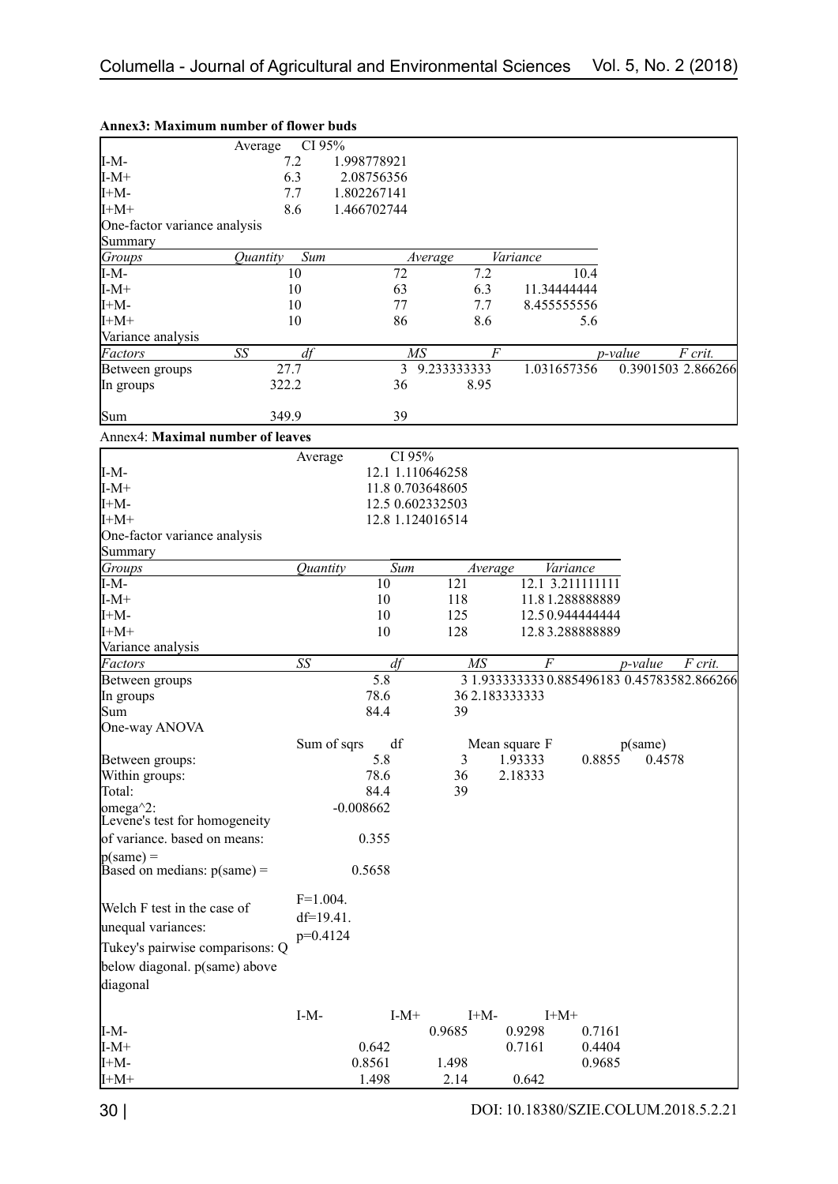**Annex3: Maximum number of flower buds**

| | Average | CI 95% |
|---|---|---|
| I-M- | 7.2 | 1.998778921 |
| I-M+ | 6.3 | 2.08756356 |
| I+M- | 7.7 | 1.802267141 |
| I+M+ | 8.6 | 1.466702744 |

One-factor variance analysis

Summary

| *Groups* | *Quantity* | *Sum* | *Average* | *Variance* |
|---|---|---|---|---|
| I-M- | 10 | 72 | 7.2 | 10.4 |
| I-M+ | 10 | 63 | 6.3 | 11.34444444 |
| I+M- | 10 | 77 | 7.7 | 8.455555556 |
| I+M+ | 10 | 86 | 8.6 | 5.6 |

Variance analysis

| *Factors* | *SS* | *df* | *MS* | *F* | *p-value* | *F crit.* |
|---|---|---|---|---|---|---|
| Between groups | 27.7 | 3 | 9.233333333 | 1.031657356 | 0.3901503 | 2.866266 |
| In groups | 322.2 | 36 | 8.95 | | | |
| Sum | 349.9 | 39 | | | | |

Annex4: **Maximal number of leaves**

| | Average | CI 95% |
|---|---|---|
| I-M- | 12.1 | 1.110646258 |
| I-M+ | 11.8 | 0.703648605 |
| I+M- | 12.5 | 0.602332503 |
| I+M+ | 12.8 | 1.124016514 |

One-factor variance analysis

Summary

| *Groups* | *Quantity* | *Sum* | *Average* | *Variance* |
|---|---|---|---|---|
| I-M- | 10 | 121 | 12.1 | 3.211111111 |
| I-M+ | 10 | 118 | 11.8 | 1.288888889 |
| I+M- | 10 | 125 | 12.5 | 0.944444444 |
| I+M+ | 10 | 128 | 12.8 | 3.288888889 |

Variance analysis

| *Factors* | *SS* | *df* | *MS* | *F* | *p-value* | *F crit.* |
|---|---|---|---|---|---|---|
| Between groups | 5.8 | 3 | 1.933333333 | 0.885496183 | 0.4578358 | 2.866266 |
| In groups | 78.6 | 36 | 2.183333333 | | | |
| Sum | 84.4 | 39 | | | | |

One-way ANOVA

| | Sum of sqrs | df | Mean square | F | p(same) |
|---|---|---|---|---|---|
| Between groups: | 5.8 | 3 | 1.93333 | 0.8855 | 0.4578 |
| Within groups: | 78.6 | 36 | 2.18333 | | |
| Total: | 84.4 | 39 | | | |

omega^2: -0.008662

Levene's test for homogeneity of variance. based on means: p(same) = 0.355

Based on medians: p(same) = 0.5658

Welch F test in the case of unequal variances: F=1.004. df=19.41. p=0.4124

Tukey's pairwise comparisons: Q below diagonal. p(same) above diagonal

| | I-M- | I-M+ | I+M- | I+M+ |
|---|---|---|---|---|
| I-M- | | 0.9685 | 0.9298 | 0.7161 |
| I-M+ | 0.642 | | 0.7161 | 0.4404 |
| I+M- | 0.8561 | 1.498 | | 0.9685 |
| I+M+ | 1.498 | 2.14 | 0.642 | |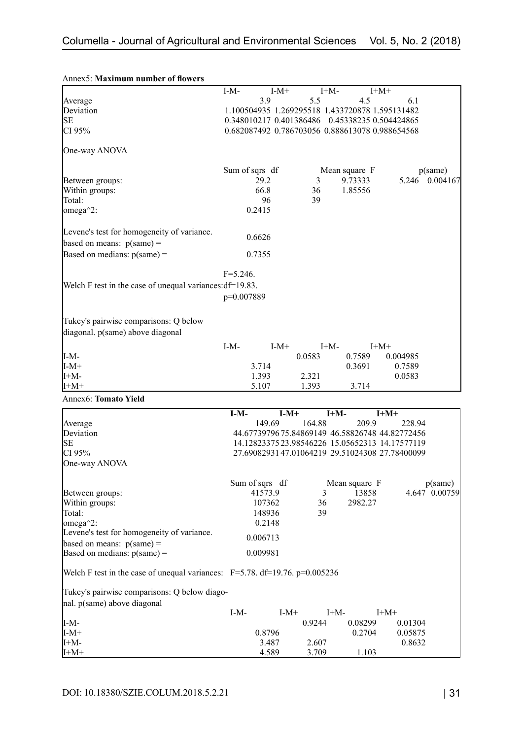Annex5: **Maximum number of flowers**

| | I-M- | I-M+ | I+M- | I+M+ | |
|---|---|---|---|---|---|
| Average | 3.9 | 5.5 | 4.5 | 6.1 | |
| Deviation | 1.100504935 | 1.269295518 | 1.433720878 | 1.595131482 | |
| SE | 0.348010217 | 0.401386486 | 0.45338235 | 0.504424865 | |
| CI 95% | 0.682087492 | 0.786703056 | 0.888613078 | 0.988654568 | |
| One-way ANOVA | | | | | |
| | Sum of sqrs | df | Mean square | F | p(same) |
| Between groups: | 29.2 | 3 | 9.73333 | 5.246 | 0.004167 |
| Within groups: | 66.8 | 36 | 1.85556 | | |
| Total: | 96 | 39 | | | |
| omega^2: | 0.2415 | | | | |
| Levene's test for homogeneity of variance. based on means: p(same) = | 0.6626 | | | | |
| Based on medians: p(same) = | 0.7355 | | | | |
| Welch F test in the case of unequal variances: | F=5.246. df=19.83. p=0.007889 | | | | |
| Tukey's pairwise comparisons: Q below diagonal. p(same) above diagonal | | | | | |
| | I-M- | I-M+ | I+M- | I+M+ | |
| I-M- | | 0.0583 | 0.7589 | 0.004985 | |
| I-M+ | 3.714 | | 0.3691 | 0.7589 | |
| I+M- | 1.393 | 2.321 | | 0.0583 | |
| I+M+ | 5.107 | 1.393 | 3.714 | | |

Annex6: **Tomato Yield**

| | **I-M-** | **I-M+** | **I+M-** | **I+M+** | |
|---|---|---|---|---|---|
| Average | 149.69 | 164.88 | 209.9 | 228.94 | |
| Deviation | 44.67739796 | 75.84869149 | 46.58826748 | 44.82772456 | |
| SE | 14.12823375 | 23.98546226 | 15.05652313 | 14.17577119 | |
| CI 95% | 27.69082931 | 47.01064219 | 29.51024308 | 27.78400099 | |
| One-way ANOVA | | | | | |
| | Sum of sqrs | df | Mean square | F | p(same) |
| Between groups: | 41573.9 | 3 | 13858 | 4.647 | 0.00759 |
| Within groups: | 107362 | 36 | 2982.27 | | |
| Total: | 148936 | 39 | | | |
| omega^2: | 0.2148 | | | | |
| Levene's test for homogeneity of variance. based on means: p(same) = | 0.006713 | | | | |
| Based on medians: p(same) = | 0.009981 | | | | |
| Welch F test in the case of unequal variances: | F=5.78. df=19.76. p=0.005236 | | | | |
| Tukey's pairwise comparisons: Q below diagonal. p(same) above diagonal | | | | | |
| | I-M- | I-M+ | I+M- | I+M+ | |
| I-M- | | 0.9244 | 0.08299 | 0.01304 | |
| I-M+ | 0.8796 | | 0.2704 | 0.05875 | |
| I+M- | 3.487 | 2.607 | | 0.8632 | |
| I+M+ | 4.589 | 3.709 | 1.103 | | |